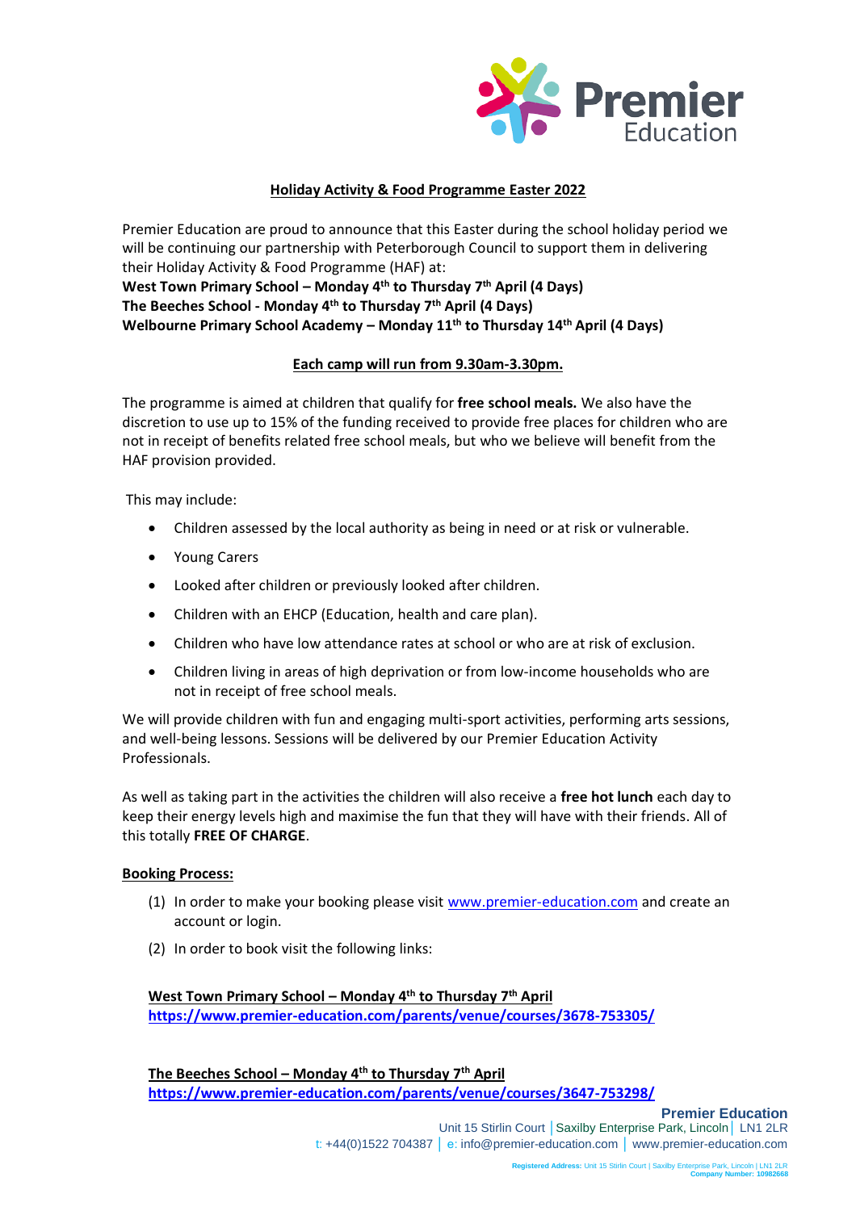## Holiday Activity & Food Programme Easter 2022

Premier Education are proud to announce that this Easter during the school holiday period we will be continuing our partnership with Peterborough Council to support them in delivering their Holiday Activity & Food Programme (HAF) at:

**West Town Primary School – Monday 4th to Thursday 7th April (4 Days)**
**The Beeches School - Monday 4th to Thursday 7th April (4 Days)**
**Welbourne Primary School Academy – Monday 11th to Thursday 14th April (4 Days)**

**Each camp will run from 9.30am-3.30pm.**

The programme is aimed at children that qualify for **free school meals.** We also have the discretion to use up to 15% of the funding received to provide free places for children who are not in receipt of benefits related free school meals, but who we believe will benefit from the HAF provision provided.

This may include:

- Children assessed by the local authority as being in need or at risk or vulnerable.
- Young Carers
- Looked after children or previously looked after children.
- Children with an EHCP (Education, health and care plan).
- Children who have low attendance rates at school or who are at risk of exclusion.
- Children living in areas of high deprivation or from low-income households who are not in receipt of free school meals.

We will provide children with fun and engaging multi-sport activities, performing arts sessions, and well-being lessons. Sessions will be delivered by our Premier Education Activity Professionals.

As well as taking part in the activities the children will also receive a **free hot lunch** each day to keep their energy levels high and maximise the fun that they will have with their friends. All of this totally **FREE OF CHARGE**.

**Booking Process:**

(1) In order to make your booking please visit www.premier-education.com and create an account or login.
(2) In order to book visit the following links:

**West Town Primary School – Monday 4th to Thursday 7th April**
**https://www.premier-education.com/parents/venue/courses/3678-753305/**

**The Beeches School – Monday 4th to Thursday 7th April**
**https://www.premier-education.com/parents/venue/courses/3647-753298/**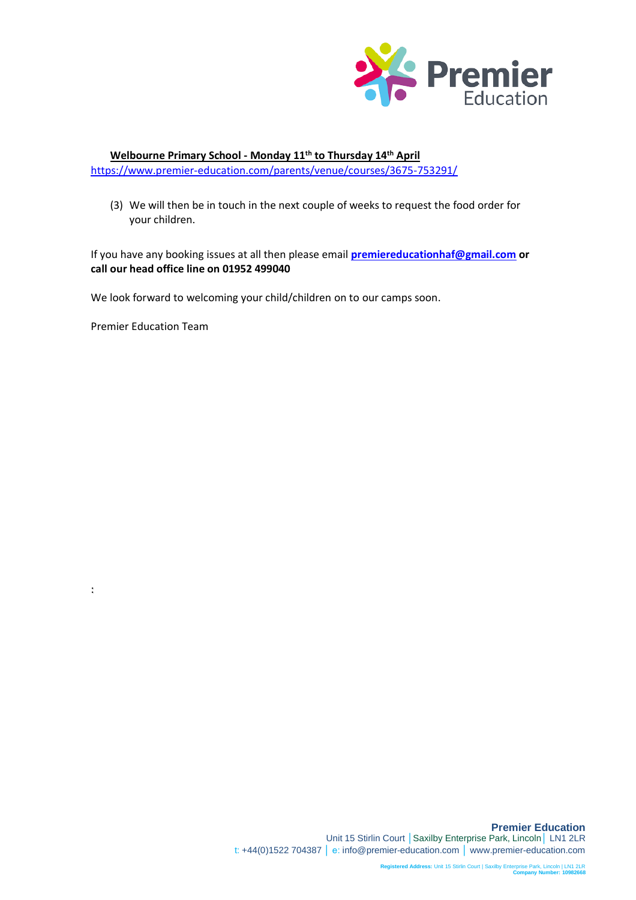**<u>Welbourne Primary School - Monday 11th to Thursday 14th April</u>**
https://www.premier-education.com/parents/venue/courses/3675-753291/

(3) We will then be in touch in the next couple of weeks to request the food order for your children.

If you have any booking issues at all then please email **premiereducationhaf@gmail.com or call our head office line on 01952 499040**

We look forward to welcoming your child/children on to our camps soon.

Premier Education Team

: